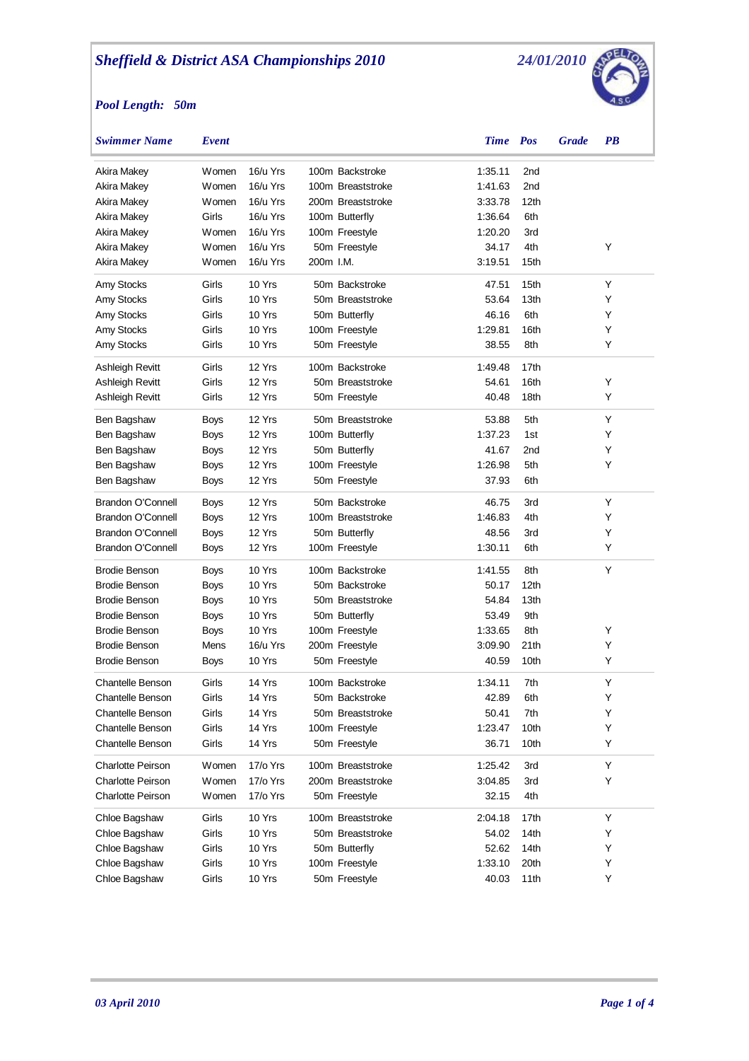# Sheffield & District ASA Championships 2010

*24/01/2010*

*Pool Length: 50m*

| Swimmer Name | Event | | | Time | Pos | Grade | PB |
|---|---|---|---|---|---|---|---|
| Akira Makey | Women | 16/u Yrs | 100m Backstroke | 1:35.11 | 2nd | | |
| Akira Makey | Women | 16/u Yrs | 100m Breaststroke | 1:41.63 | 2nd | | |
| Akira Makey | Women | 16/u Yrs | 200m Breaststroke | 3:33.78 | 12th | | |
| Akira Makey | Girls | 16/u Yrs | 100m Butterfly | 1:36.64 | 6th | | |
| Akira Makey | Women | 16/u Yrs | 100m Freestyle | 1:20.20 | 3rd | | |
| Akira Makey | Women | 16/u Yrs | 50m Freestyle | 34.17 | 4th | | Y |
| Akira Makey | Women | 16/u Yrs | 200m I.M. | 3:19.51 | 15th | | |
| Amy Stocks | Girls | 10 Yrs | 50m Backstroke | 47.51 | 15th | | Y |
| Amy Stocks | Girls | 10 Yrs | 50m Breaststroke | 53.64 | 13th | | Y |
| Amy Stocks | Girls | 10 Yrs | 50m Butterfly | 46.16 | 6th | | Y |
| Amy Stocks | Girls | 10 Yrs | 100m Freestyle | 1:29.81 | 16th | | Y |
| Amy Stocks | Girls | 10 Yrs | 50m Freestyle | 38.55 | 8th | | Y |
| Ashleigh Revitt | Girls | 12 Yrs | 100m Backstroke | 1:49.48 | 17th | | |
| Ashleigh Revitt | Girls | 12 Yrs | 50m Breaststroke | 54.61 | 16th | | Y |
| Ashleigh Revitt | Girls | 12 Yrs | 50m Freestyle | 40.48 | 18th | | Y |
| Ben Bagshaw | Boys | 12 Yrs | 50m Breaststroke | 53.88 | 5th | | Y |
| Ben Bagshaw | Boys | 12 Yrs | 100m Butterfly | 1:37.23 | 1st | | Y |
| Ben Bagshaw | Boys | 12 Yrs | 50m Butterfly | 41.67 | 2nd | | Y |
| Ben Bagshaw | Boys | 12 Yrs | 100m Freestyle | 1:26.98 | 5th | | Y |
| Ben Bagshaw | Boys | 12 Yrs | 50m Freestyle | 37.93 | 6th | | |
| Brandon O'Connell | Boys | 12 Yrs | 50m Backstroke | 46.75 | 3rd | | Y |
| Brandon O'Connell | Boys | 12 Yrs | 100m Breaststroke | 1:46.83 | 4th | | Y |
| Brandon O'Connell | Boys | 12 Yrs | 50m Butterfly | 48.56 | 3rd | | Y |
| Brandon O'Connell | Boys | 12 Yrs | 100m Freestyle | 1:30.11 | 6th | | Y |
| Brodie Benson | Boys | 10 Yrs | 100m Backstroke | 1:41.55 | 8th | | Y |
| Brodie Benson | Boys | 10 Yrs | 50m Backstroke | 50.17 | 12th | | |
| Brodie Benson | Boys | 10 Yrs | 50m Breaststroke | 54.84 | 13th | | |
| Brodie Benson | Boys | 10 Yrs | 50m Butterfly | 53.49 | 9th | | |
| Brodie Benson | Boys | 10 Yrs | 100m Freestyle | 1:33.65 | 8th | | Y |
| Brodie Benson | Mens | 16/u Yrs | 200m Freestyle | 3:09.90 | 21th | | Y |
| Brodie Benson | Boys | 10 Yrs | 50m Freestyle | 40.59 | 10th | | Y |
| Chantelle Benson | Girls | 14 Yrs | 100m Backstroke | 1:34.11 | 7th | | Y |
| Chantelle Benson | Girls | 14 Yrs | 50m Backstroke | 42.89 | 6th | | Y |
| Chantelle Benson | Girls | 14 Yrs | 50m Breaststroke | 50.41 | 7th | | Y |
| Chantelle Benson | Girls | 14 Yrs | 100m Freestyle | 1:23.47 | 10th | | Y |
| Chantelle Benson | Girls | 14 Yrs | 50m Freestyle | 36.71 | 10th | | Y |
| Charlotte Peirson | Women | 17/o Yrs | 100m Breaststroke | 1:25.42 | 3rd | | Y |
| Charlotte Peirson | Women | 17/o Yrs | 200m Breaststroke | 3:04.85 | 3rd | | Y |
| Charlotte Peirson | Women | 17/o Yrs | 50m Freestyle | 32.15 | 4th | | |
| Chloe Bagshaw | Girls | 10 Yrs | 100m Breaststroke | 2:04.18 | 17th | | Y |
| Chloe Bagshaw | Girls | 10 Yrs | 50m Breaststroke | 54.02 | 14th | | Y |
| Chloe Bagshaw | Girls | 10 Yrs | 50m Butterfly | 52.62 | 14th | | Y |
| Chloe Bagshaw | Girls | 10 Yrs | 100m Freestyle | 1:33.10 | 20th | | Y |
| Chloe Bagshaw | Girls | 10 Yrs | 50m Freestyle | 40.03 | 11th | | Y |

*03 April 2010*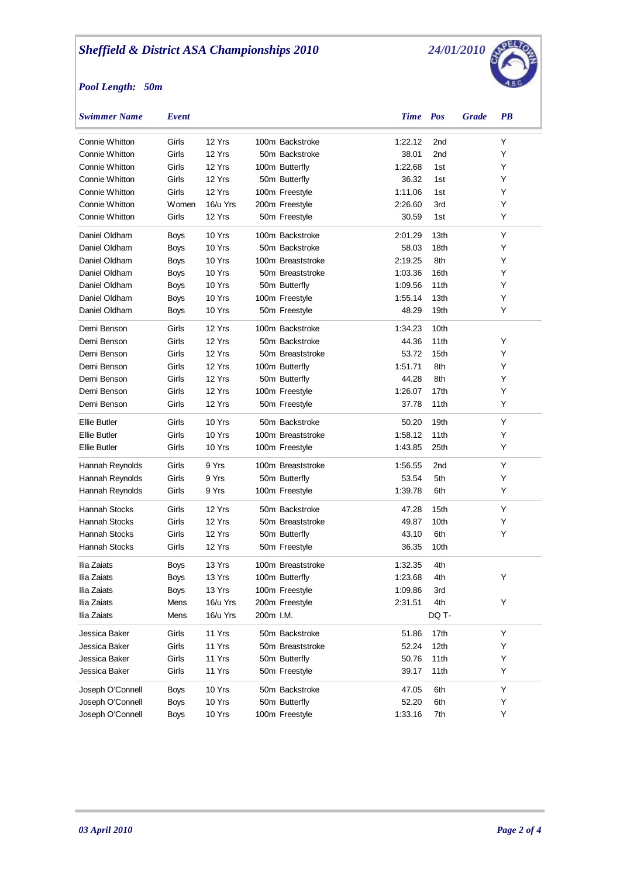# Sheffield & District ASA Championships 2010

24/01/2010

**Pool Length: 50m**

| Swimmer Name | Event | | | Time | Pos | Grade | PB |
|---|---|---|---|---|---|---|---|
| Connie Whitton | Girls | 12 Yrs | 100m Backstroke | 1:22.12 | 2nd | | Y |
| Connie Whitton | Girls | 12 Yrs | 50m Backstroke | 38.01 | 2nd | | Y |
| Connie Whitton | Girls | 12 Yrs | 100m Butterfly | 1:22.68 | 1st | | Y |
| Connie Whitton | Girls | 12 Yrs | 50m Butterfly | 36.32 | 1st | | Y |
| Connie Whitton | Girls | 12 Yrs | 100m Freestyle | 1:11.06 | 1st | | Y |
| Connie Whitton | Women | 16/u Yrs | 200m Freestyle | 2:26.60 | 3rd | | Y |
| Connie Whitton | Girls | 12 Yrs | 50m Freestyle | 30.59 | 1st | | Y |
| Daniel Oldham | Boys | 10 Yrs | 100m Backstroke | 2:01.29 | 13th | | Y |
| Daniel Oldham | Boys | 10 Yrs | 50m Backstroke | 58.03 | 18th | | Y |
| Daniel Oldham | Boys | 10 Yrs | 100m Breaststroke | 2:19.25 | 8th | | Y |
| Daniel Oldham | Boys | 10 Yrs | 50m Breaststroke | 1:03.36 | 16th | | Y |
| Daniel Oldham | Boys | 10 Yrs | 50m Butterfly | 1:09.56 | 11th | | Y |
| Daniel Oldham | Boys | 10 Yrs | 100m Freestyle | 1:55.14 | 13th | | Y |
| Daniel Oldham | Boys | 10 Yrs | 50m Freestyle | 48.29 | 19th | | Y |
| Demi Benson | Girls | 12 Yrs | 100m Backstroke | 1:34.23 | 10th | | |
| Demi Benson | Girls | 12 Yrs | 50m Backstroke | 44.36 | 11th | | Y |
| Demi Benson | Girls | 12 Yrs | 50m Breaststroke | 53.72 | 15th | | Y |
| Demi Benson | Girls | 12 Yrs | 100m Butterfly | 1:51.71 | 8th | | Y |
| Demi Benson | Girls | 12 Yrs | 50m Butterfly | 44.28 | 8th | | Y |
| Demi Benson | Girls | 12 Yrs | 100m Freestyle | 1:26.07 | 17th | | Y |
| Demi Benson | Girls | 12 Yrs | 50m Freestyle | 37.78 | 11th | | Y |
| Ellie Butler | Girls | 10 Yrs | 50m Backstroke | 50.20 | 19th | | Y |
| Ellie Butler | Girls | 10 Yrs | 100m Breaststroke | 1:58.12 | 11th | | Y |
| Ellie Butler | Girls | 10 Yrs | 100m Freestyle | 1:43.85 | 25th | | Y |
| Hannah Reynolds | Girls | 9 Yrs | 100m Breaststroke | 1:56.55 | 2nd | | Y |
| Hannah Reynolds | Girls | 9 Yrs | 50m Butterfly | 53.54 | 5th | | Y |
| Hannah Reynolds | Girls | 9 Yrs | 100m Freestyle | 1:39.78 | 6th | | Y |
| Hannah Stocks | Girls | 12 Yrs | 50m Backstroke | 47.28 | 15th | | Y |
| Hannah Stocks | Girls | 12 Yrs | 50m Breaststroke | 49.87 | 10th | | Y |
| Hannah Stocks | Girls | 12 Yrs | 50m Butterfly | 43.10 | 6th | | Y |
| Hannah Stocks | Girls | 12 Yrs | 50m Freestyle | 36.35 | 10th | | |
| Ilia Zaiats | Boys | 13 Yrs | 100m Breaststroke | 1:32.35 | 4th | | |
| Ilia Zaiats | Boys | 13 Yrs | 100m Butterfly | 1:23.68 | 4th | | Y |
| Ilia Zaiats | Boys | 13 Yrs | 100m Freestyle | 1:09.86 | 3rd | | |
| Ilia Zaiats | Mens | 16/u Yrs | 200m Freestyle | 2:31.51 | 4th | | Y |
| Ilia Zaiats | Mens | 16/u Yrs | 200m I.M. | | DQ T- | | |
| Jessica Baker | Girls | 11 Yrs | 50m Backstroke | 51.86 | 17th | | Y |
| Jessica Baker | Girls | 11 Yrs | 50m Breaststroke | 52.24 | 12th | | Y |
| Jessica Baker | Girls | 11 Yrs | 50m Butterfly | 50.76 | 11th | | Y |
| Jessica Baker | Girls | 11 Yrs | 50m Freestyle | 39.17 | 11th | | Y |
| Joseph O'Connell | Boys | 10 Yrs | 50m Backstroke | 47.05 | 6th | | Y |
| Joseph O'Connell | Boys | 10 Yrs | 50m Butterfly | 52.20 | 6th | | Y |
| Joseph O'Connell | Boys | 10 Yrs | 100m Freestyle | 1:33.16 | 7th | | Y |

03 April 2010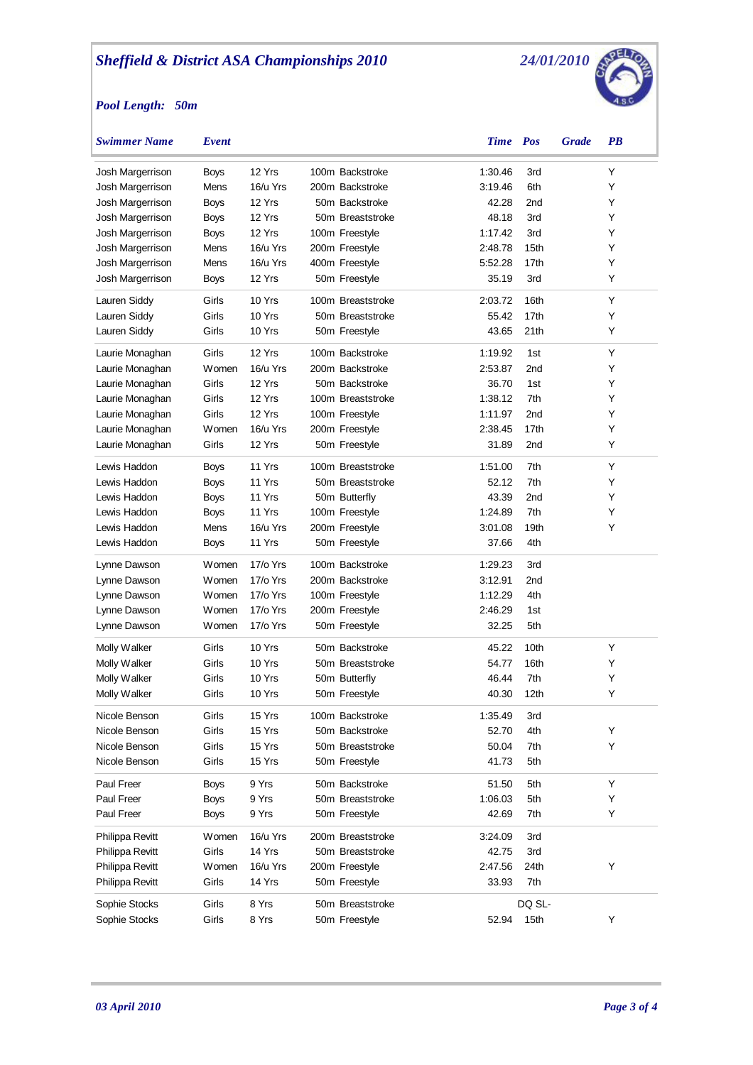# Sheffield & District ASA Championships 2010

*24/01/2010*

*Pool Length: 50m*

| Swimmer Name | Event | | | Time | Pos | Grade | PB |
|---|---|---|---|---|---|---|---|
| Josh Margerrison | Boys | 12 Yrs | 100m Backstroke | 1:30.46 | 3rd | | Y |
| Josh Margerrison | Mens | 16/u Yrs | 200m Backstroke | 3:19.46 | 6th | | Y |
| Josh Margerrison | Boys | 12 Yrs | 50m Backstroke | 42.28 | 2nd | | Y |
| Josh Margerrison | Boys | 12 Yrs | 50m Breaststroke | 48.18 | 3rd | | Y |
| Josh Margerrison | Boys | 12 Yrs | 100m Freestyle | 1:17.42 | 3rd | | Y |
| Josh Margerrison | Mens | 16/u Yrs | 200m Freestyle | 2:48.78 | 15th | | Y |
| Josh Margerrison | Mens | 16/u Yrs | 400m Freestyle | 5:52.28 | 17th | | Y |
| Josh Margerrison | Boys | 12 Yrs | 50m Freestyle | 35.19 | 3rd | | Y |
| Lauren Siddy | Girls | 10 Yrs | 100m Breaststroke | 2:03.72 | 16th | | Y |
| Lauren Siddy | Girls | 10 Yrs | 50m Breaststroke | 55.42 | 17th | | Y |
| Lauren Siddy | Girls | 10 Yrs | 50m Freestyle | 43.65 | 21th | | Y |
| Laurie Monaghan | Girls | 12 Yrs | 100m Backstroke | 1:19.92 | 1st | | Y |
| Laurie Monaghan | Women | 16/u Yrs | 200m Backstroke | 2:53.87 | 2nd | | Y |
| Laurie Monaghan | Girls | 12 Yrs | 50m Backstroke | 36.70 | 1st | | Y |
| Laurie Monaghan | Girls | 12 Yrs | 100m Breaststroke | 1:38.12 | 7th | | Y |
| Laurie Monaghan | Girls | 12 Yrs | 100m Freestyle | 1:11.97 | 2nd | | Y |
| Laurie Monaghan | Women | 16/u Yrs | 200m Freestyle | 2:38.45 | 17th | | Y |
| Laurie Monaghan | Girls | 12 Yrs | 50m Freestyle | 31.89 | 2nd | | Y |
| Lewis Haddon | Boys | 11 Yrs | 100m Breaststroke | 1:51.00 | 7th | | Y |
| Lewis Haddon | Boys | 11 Yrs | 50m Breaststroke | 52.12 | 7th | | Y |
| Lewis Haddon | Boys | 11 Yrs | 50m Butterfly | 43.39 | 2nd | | Y |
| Lewis Haddon | Boys | 11 Yrs | 100m Freestyle | 1:24.89 | 7th | | Y |
| Lewis Haddon | Mens | 16/u Yrs | 200m Freestyle | 3:01.08 | 19th | | Y |
| Lewis Haddon | Boys | 11 Yrs | 50m Freestyle | 37.66 | 4th | | |
| Lynne Dawson | Women | 17/o Yrs | 100m Backstroke | 1:29.23 | 3rd | | |
| Lynne Dawson | Women | 17/o Yrs | 200m Backstroke | 3:12.91 | 2nd | | |
| Lynne Dawson | Women | 17/o Yrs | 100m Freestyle | 1:12.29 | 4th | | |
| Lynne Dawson | Women | 17/o Yrs | 200m Freestyle | 2:46.29 | 1st | | |
| Lynne Dawson | Women | 17/o Yrs | 50m Freestyle | 32.25 | 5th | | |
| Molly Walker | Girls | 10 Yrs | 50m Backstroke | 45.22 | 10th | | Y |
| Molly Walker | Girls | 10 Yrs | 50m Breaststroke | 54.77 | 16th | | Y |
| Molly Walker | Girls | 10 Yrs | 50m Butterfly | 46.44 | 7th | | Y |
| Molly Walker | Girls | 10 Yrs | 50m Freestyle | 40.30 | 12th | | Y |
| Nicole Benson | Girls | 15 Yrs | 100m Backstroke | 1:35.49 | 3rd | | |
| Nicole Benson | Girls | 15 Yrs | 50m Backstroke | 52.70 | 4th | | Y |
| Nicole Benson | Girls | 15 Yrs | 50m Breaststroke | 50.04 | 7th | | Y |
| Nicole Benson | Girls | 15 Yrs | 50m Freestyle | 41.73 | 5th | | |
| Paul Freer | Boys | 9 Yrs | 50m Backstroke | 51.50 | 5th | | Y |
| Paul Freer | Boys | 9 Yrs | 50m Breaststroke | 1:06.03 | 5th | | Y |
| Paul Freer | Boys | 9 Yrs | 50m Freestyle | 42.69 | 7th | | Y |
| Philippa Revitt | Women | 16/u Yrs | 200m Breaststroke | 3:24.09 | 3rd | | |
| Philippa Revitt | Girls | 14 Yrs | 50m Breaststroke | 42.75 | 3rd | | |
| Philippa Revitt | Women | 16/u Yrs | 200m Freestyle | 2:47.56 | 24th | | Y |
| Philippa Revitt | Girls | 14 Yrs | 50m Freestyle | 33.93 | 7th | | |
| Sophie Stocks | Girls | 8 Yrs | 50m Breaststroke | | DQ SL- | | |
| Sophie Stocks | Girls | 8 Yrs | 50m Freestyle | 52.94 | 15th | | Y |

*03 April 2010*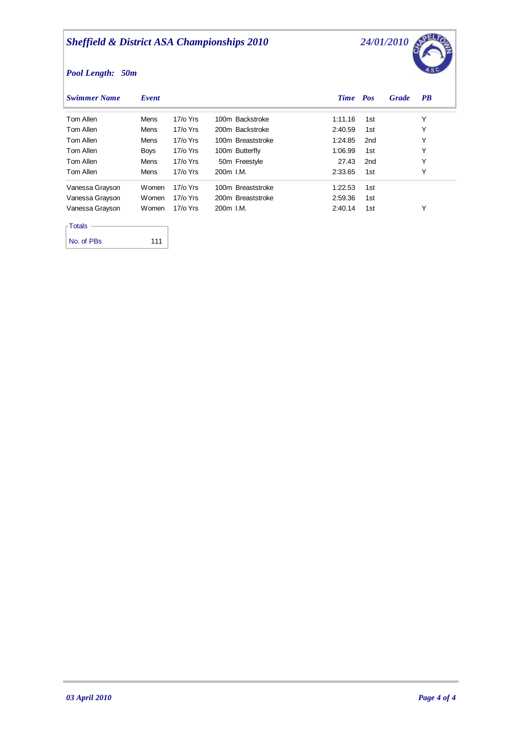## *Sheffield & District ASA Championships 2010*

*24/01/2010*

*Pool Length: 50m*

| Swimmer Name | Event | | | Time | Pos | Grade | PB |
|---|---|---|---|---|---|---|---|
| Tom Allen | Mens | 17/o Yrs | 100m Backstroke | 1:11.16 | 1st | | Y |
| Tom Allen | Mens | 17/o Yrs | 200m Backstroke | 2:40.59 | 1st | | Y |
| Tom Allen | Mens | 17/o Yrs | 100m Breaststroke | 1:24.85 | 2nd | | Y |
| Tom Allen | Boys | 17/o Yrs | 100m Butterfly | 1:06.99 | 1st | | Y |
| Tom Allen | Mens | 17/o Yrs | 50m Freestyle | 27.43 | 2nd | | Y |
| Tom Allen | Mens | 17/o Yrs | 200m I.M. | 2:33.65 | 1st | | Y |
| Vanessa Grayson | Women | 17/o Yrs | 100m Breaststroke | 1:22.53 | 1st | | |
| Vanessa Grayson | Women | 17/o Yrs | 200m Breaststroke | 2:59.36 | 1st | | |
| Vanessa Grayson | Women | 17/o Yrs | 200m I.M. | 2:40.14 | 1st | | Y |

**Totals**

| | |
|---|---|
| No. of PBs | 111 |

*03 April 2010*